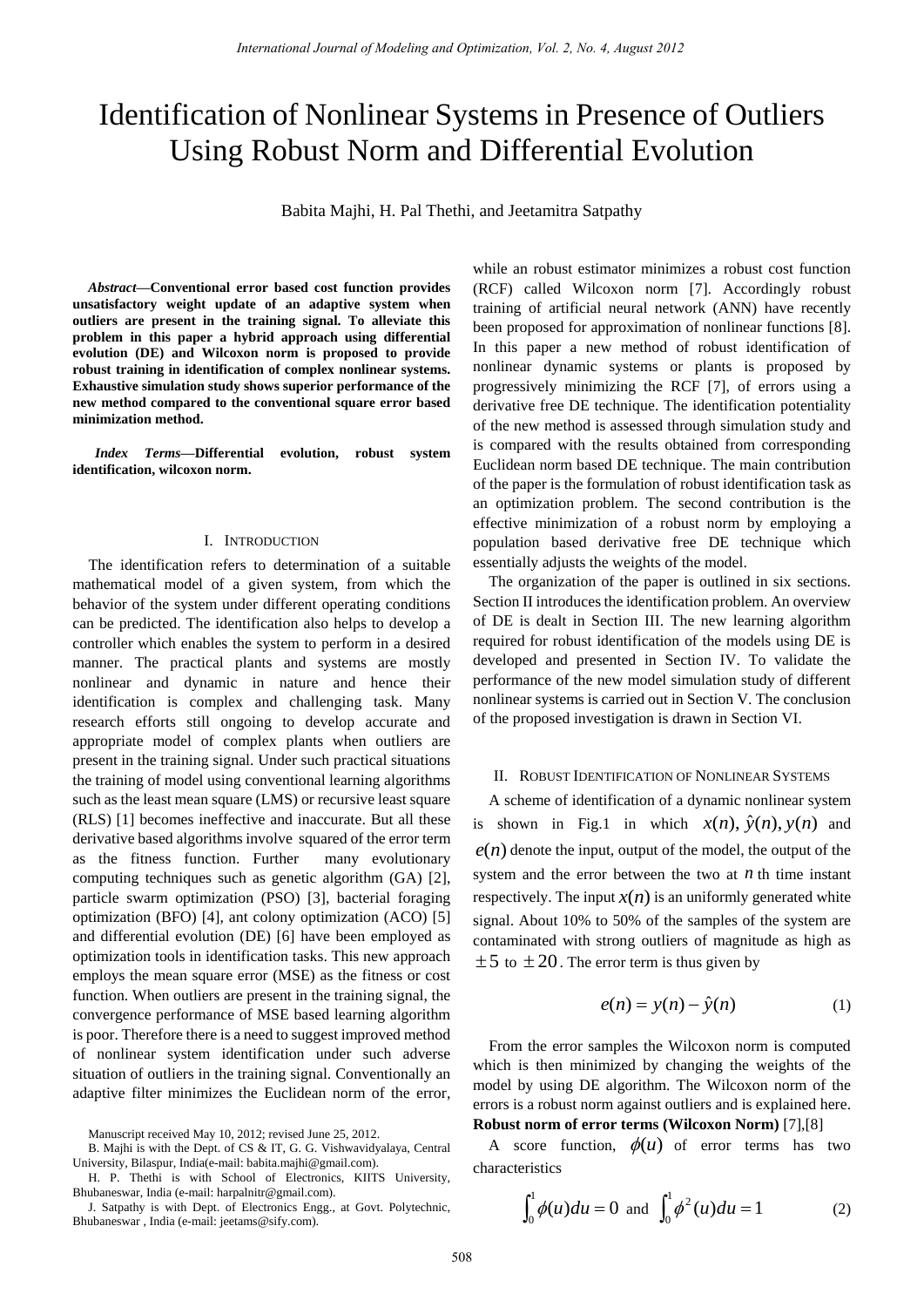# Identification of Nonlinear Systems in Presence of Outliers Using Robust Norm and Differential Evolution

Babita Majhi, H. Pal Thethi, and Jeetamitra Satpathy

***Abstract*—Conventional error based cost function provides unsatisfactory weight update of an adaptive system when outliers are present in the training signal. To alleviate this problem in this paper a hybrid approach using differential evolution (DE) and Wilcoxon norm is proposed to provide robust training in identification of complex nonlinear systems. Exhaustive simulation study shows superior performance of the new method compared to the conventional square error based minimization method.**

***Index Terms*—Differential evolution, robust system identification, wilcoxon norm.**

## I. Introduction

The identification refers to determination of a suitable mathematical model of a given system, from which the behavior of the system under different operating conditions can be predicted. The identification also helps to develop a controller which enables the system to perform in a desired manner. The practical plants and systems are mostly nonlinear and dynamic in nature and hence their identification is complex and challenging task. Many research efforts still ongoing to develop accurate and appropriate model of complex plants when outliers are present in the training signal. Under such practical situations the training of model using conventional learning algorithms such as the least mean square (LMS) or recursive least square (RLS) [1] becomes ineffective and inaccurate. But all these derivative based algorithms involve squared of the error term as the fitness function. Further many evolutionary computing techniques such as genetic algorithm (GA) [2], particle swarm optimization (PSO) [3], bacterial foraging optimization (BFO) [4], ant colony optimization (ACO) [5] and differential evolution (DE) [6] have been employed as optimization tools in identification tasks. This new approach employs the mean square error (MSE) as the fitness or cost function. When outliers are present in the training signal, the convergence performance of MSE based learning algorithm is poor. Therefore there is a need to suggest improved method of nonlinear system identification under such adverse situation of outliers in the training signal. Conventionally an adaptive filter minimizes the Euclidean norm of the error, while an robust estimator minimizes a robust cost function (RCF) called Wilcoxon norm [7]. Accordingly robust training of artificial neural network (ANN) have recently been proposed for approximation of nonlinear functions [8]. In this paper a new method of robust identification of nonlinear dynamic systems or plants is proposed by progressively minimizing the RCF [7], of errors using a derivative free DE technique. The identification potentiality of the new method is assessed through simulation study and is compared with the results obtained from corresponding Euclidean norm based DE technique. The main contribution of the paper is the formulation of robust identification task as an optimization problem. The second contribution is the effective minimization of a robust norm by employing a population based derivative free DE technique which essentially adjusts the weights of the model.

The organization of the paper is outlined in six sections. Section II introduces the identification problem. An overview of DE is dealt in Section III. The new learning algorithm required for robust identification of the models using DE is developed and presented in Section IV. To validate the performance of the new model simulation study of different nonlinear systems is carried out in Section V. The conclusion of the proposed investigation is drawn in Section VI.

## II. Robust Identification of Nonlinear Systems

A scheme of identification of a dynamic nonlinear system is shown in Fig.1 in which $x(n), \hat{y}(n), y(n)$ and $e(n)$ denote the input, output of the model, the output of the system and the error between the two at $n$ th time instant respectively. The input $x(n)$ is an uniformly generated white signal. About 10% to 50% of the samples of the system are contaminated with strong outliers of magnitude as high as $\pm 5$ to $\pm 20$. The error term is thus given by

$$e(n) = y(n) - \hat{y}(n) \tag{1}$$

From the error samples the Wilcoxon norm is computed which is then minimized by changing the weights of the model by using DE algorithm. The Wilcoxon norm of the errors is a robust norm against outliers and is explained here.

**Robust norm of error terms (Wilcoxon Norm)** [7],[8]

A score function, $\phi(u)$ of error terms has two characteristics

$$\int_0^1 \phi(u)du = 0 \text{ and } \int_0^1 \phi^2(u)du = 1 \tag{2}$$

Manuscript received May 10, 2012; revised June 25, 2012.

B. Majhi is with the Dept. of CS & IT, G. G. Vishwavidyalaya, Central University, Bilaspur, India(e-mail: babita.majhi@gmail.com).

H. P. Thethi is with School of Electronics, KIITS University, Bhubaneswar, India (e-mail: harpalnitr@gmail.com).

J. Satpathy is with Dept. of Electronics Engg., at Govt. Polytechnic, Bhubaneswar , India (e-mail: jeetams@sify.com).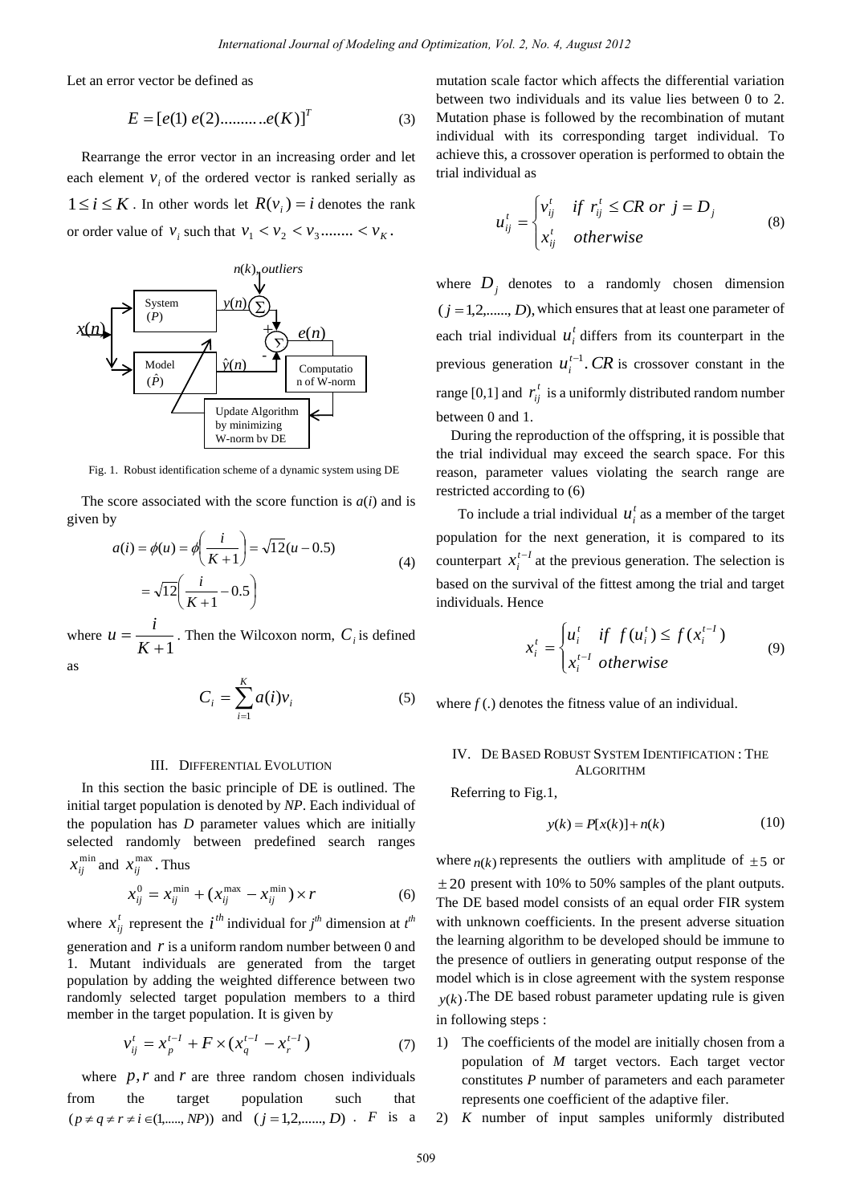Let an error vector be defined as

$$E = [e(1)\ e(2) .........e(K)]^T \tag{3}$$

Rearrange the error vector in an increasing order and let each element $v_i$ of the ordered vector is ranked serially as $1 \le i \le K$. In other words let $R(v_i) = i$ denotes the rank or order value of $v_i$ such that $v_1 < v_2 < v_3 ........ < v_K$.

Fig. 1. Robust identification scheme of a dynamic system using DE

The score associated with the score function is $a(i)$ and is given by

$$a(i) = \phi(u) = \phi\left(\frac{i}{K+1}\right) = \sqrt{12}(u - 0.5)$$
$$= \sqrt{12}\left(\frac{i}{K+1} - 0.5\right) \tag{4}$$

where $u = \dfrac{i}{K+1}$. Then the Wilcoxon norm, $C_i$ is defined as

$$C_i = \sum_{i=1}^{K} a(i) v_i \tag{5}$$

## III. Differential Evolution

In this section the basic principle of DE is outlined. The initial target population is denoted by *NP*. Each individual of the population has *D* parameter values which are initially selected randomly between predefined search ranges $x_{ij}^{\min}$ and $x_{ij}^{\max}$. Thus

$$x_{ij}^0 = x_{ij}^{\min} + (x_{ij}^{\max} - x_{ij}^{\min}) \times r \tag{6}$$

where $x_{ij}^t$ represent the $i^{th}$ individual for $j^{th}$ dimension at $t^{th}$ generation and $r$ is a uniform random number between 0 and 1. Mutant individuals are generated from the target population by adding the weighted difference between two randomly selected target population members to a third member in the target population. It is given by

$$v_{ij}^t = x_p^{t-1} + F \times (x_q^{t-1} - x_r^{t-1}) \tag{7}$$

where $p, r$ and $r$ are three random chosen individuals from the target population such that $(p \ne q \ne r \ne i \in (1,....., NP))$ and $(j = 1,2,......, D)$. $F$ is a mutation scale factor which affects the differential variation between two individuals and its value lies between 0 to 2. Mutation phase is followed by the recombination of mutant individual with its corresponding target individual. To achieve this, a crossover operation is performed to obtain the trial individual as

$$u_{ij}^t = \begin{cases} v_{ij}^t & if\ r_{ij}^t \le CR\ or\ j = D_j \\ x_{ij}^t & otherwise \end{cases} \tag{8}$$

where $D_j$ denotes to a randomly chosen dimension $(j = 1,2,......, D)$, which ensures that at least one parameter of each trial individual $u_i^t$ differs from its counterpart in the previous generation $u_i^{t-1}$. $CR$ is crossover constant in the range [0,1] and $r_{ij}^t$ is a uniformly distributed random number between 0 and 1.

During the reproduction of the offspring, it is possible that the trial individual may exceed the search space. For this reason, parameter values violating the search range are restricted according to (6)

To include a trial individual $u_i^t$ as a member of the target population for the next generation, it is compared to its counterpart $x_i^{t-1}$ at the previous generation. The selection is based on the survival of the fittest among the trial and target individuals. Hence

$$x_i^t = \begin{cases} u_i^t & if\ f(u_i^t) \le f(x_i^{t-1}) \\ x_i^{t-1} & otherwise \end{cases} \tag{9}$$

where $f(.)$ denotes the fitness value of an individual.

## IV. DE Based Robust System Identification : The Algorithm

Referring to Fig.1,

$$y(k) = P[x(k)] + n(k) \tag{10}$$

where $n(k)$ represents the outliers with amplitude of $\pm 5$ or $\pm 20$ present with 10% to 50% samples of the plant outputs. The DE based model consists of an equal order FIR system with unknown coefficients. In the present adverse situation the learning algorithm to be developed should be immune to the presence of outliers in generating output response of the model which is in close agreement with the system response $y(k)$. The DE based robust parameter updating rule is given in following steps :

1) The coefficients of the model are initially chosen from a population of *M* target vectors. Each target vector constitutes *P* number of parameters and each parameter represents one coefficient of the adaptive filer.
2) *K* number of input samples uniformly distributed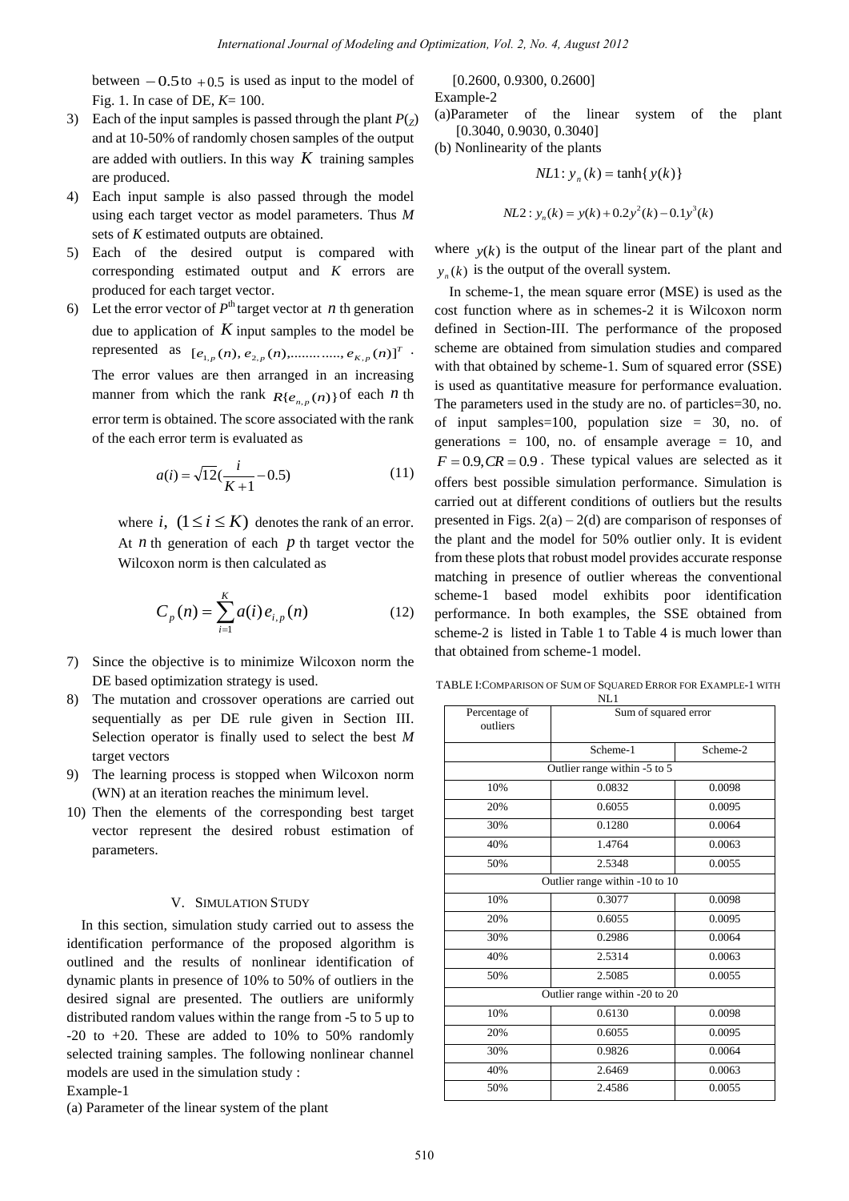between $-0.5$ to $+0.5$ is used as input to the model of Fig. 1. In case of DE, $K$= 100.

3) Each of the input samples is passed through the plant $P(_Z)$ and at 10-50% of randomly chosen samples of the output are added with outliers. In this way $K$ training samples are produced.
4) Each input sample is also passed through the model using each target vector as model parameters. Thus $M$ sets of $K$ estimated outputs are obtained.
5) Each of the desired output is compared with corresponding estimated output and $K$ errors are produced for each target vector.
6) Let the error vector of $P^{th}$ target vector at $n$ th generation due to application of $K$ input samples to the model be represented as $[e_{1,p}(n), e_{2,p}(n), ............, e_{K,p}(n)]^T$. The error values are then arranged in an increasing manner from which the rank $R\{e_{n,p}(n)\}$ of each $n$ th error term is obtained. The score associated with the rank of the each error term is evaluated as

$$a(i) = \sqrt{12}(\frac{i}{K+1} - 0.5) \tag{11}$$

where $i$, $(1 \le i \le K)$ denotes the rank of an error. At $n$ th generation of each $p$ th target vector the Wilcoxon norm is then calculated as

$$C_p(n) = \sum_{i=1}^{K} a(i) e_{i,p}(n) \tag{12}$$

7) Since the objective is to minimize Wilcoxon norm the DE based optimization strategy is used.
8) The mutation and crossover operations are carried out sequentially as per DE rule given in Section III. Selection operator is finally used to select the best $M$ target vectors
9) The learning process is stopped when Wilcoxon norm (WN) at an iteration reaches the minimum level.
10) Then the elements of the corresponding best target vector represent the desired robust estimation of parameters.

## V. Simulation Study

In this section, simulation study carried out to assess the identification performance of the proposed algorithm is outlined and the results of nonlinear identification of dynamic plants in presence of 10% to 50% of outliers in the desired signal are presented. The outliers are uniformly distributed random values within the range from -5 to 5 up to -20 to +20. These are added to 10% to 50% randomly selected training samples. The following nonlinear channel models are used in the simulation study :

Example-1

(a) Parameter of the linear system of the plant

[0.2600, 0.9300, 0.2600]

Example-2

(a)Parameter of the linear system of the plant [0.3040, 0.9030, 0.3040]

(b) Nonlinearity of the plants

$$NL1: y_n(k) = \tanh\{y(k)\}$$

$$NL2: y_n(k) = y(k) + 0.2y^2(k) - 0.1y^3(k)$$

where $y(k)$ is the output of the linear part of the plant and $y_n(k)$ is the output of the overall system.

In scheme-1, the mean square error (MSE) is used as the cost function where as in schemes-2 it is Wilcoxon norm defined in Section-III. The performance of the proposed scheme are obtained from simulation studies and compared with that obtained by scheme-1. Sum of squared error (SSE) is used as quantitative measure for performance evaluation. The parameters used in the study are no. of particles=30, no. of input samples=100, population size = 30, no. of generations = 100, no. of ensample average = 10, and $F = 0.9, CR = 0.9$. These typical values are selected as it offers best possible simulation performance. Simulation is carried out at different conditions of outliers but the results presented in Figs. 2(a) – 2(d) are comparison of responses of the plant and the model for 50% outlier only. It is evident from these plots that robust model provides accurate response matching in presence of outlier whereas the conventional scheme-1 based model exhibits poor identification performance. In both examples, the SSE obtained from scheme-2 is listed in Table 1 to Table 4 is much lower than that obtained from scheme-1 model.

TABLE I: Comparison of Sum of Squared Error for Example-1 with NL1

| Percentage of outliers | Sum of squared error | |
|---|---|---|
| | Scheme-1 | Scheme-2 |
| Outlier range within -5 to 5 | | |
| 10% | 0.0832 | 0.0098 |
| 20% | 0.6055 | 0.0095 |
| 30% | 0.1280 | 0.0064 |
| 40% | 1.4764 | 0.0063 |
| 50% | 2.5348 | 0.0055 |
| Outlier range within -10 to 10 | | |
| 10% | 0.3077 | 0.0098 |
| 20% | 0.6055 | 0.0095 |
| 30% | 0.2986 | 0.0064 |
| 40% | 2.5314 | 0.0063 |
| 50% | 2.5085 | 0.0055 |
| Outlier range within -20 to 20 | | |
| 10% | 0.6130 | 0.0098 |
| 20% | 0.6055 | 0.0095 |
| 30% | 0.9826 | 0.0064 |
| 40% | 2.6469 | 0.0063 |
| 50% | 2.4586 | 0.0055 |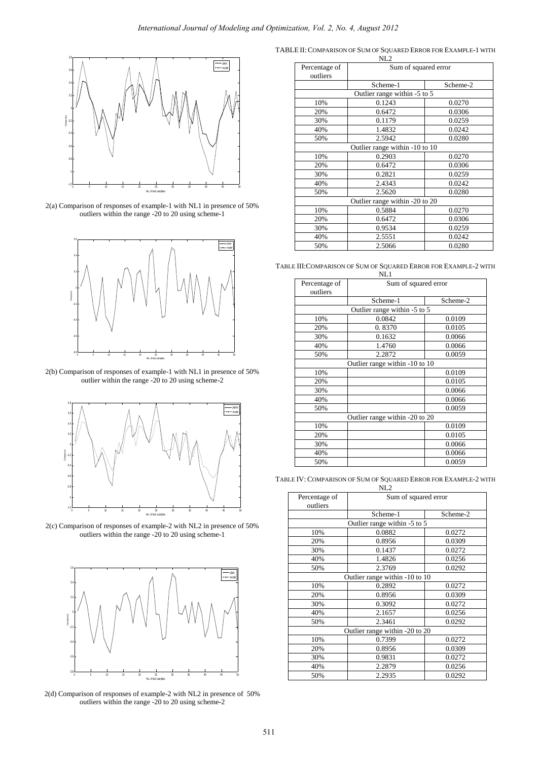2(a) Comparison of responses of example-1 with NL1 in presence of 50% outliers within the range -20 to 20 using scheme-1

2(b) Comparison of responses of example-1 with NL1 in presence of 50% outlier within the range -20 to 20 using scheme-2

2(c) Comparison of responses of example-2 with NL2 in presence of 50% outliers within the range -20 to 20 using scheme-1

2(d) Comparison of responses of example-2 with NL2 in presence of 50% outliers within the range -20 to 20 using scheme-2

TABLE II: COMPARISON OF SUM OF SQUARED ERROR FOR EXAMPLE-1 WITH NL2

| Percentage of outliers | Sum of squared error | |
|---|---|---|
| | Scheme-1 | Scheme-2 |
| Outlier range within -5 to 5 | | |
| 10% | 0.1243 | 0.0270 |
| 20% | 0.6472 | 0.0306 |
| 30% | 0.1179 | 0.0259 |
| 40% | 1.4832 | 0.0242 |
| 50% | 2.5942 | 0.0280 |
| Outlier range within -10 to 10 | | |
| 10% | 0.2903 | 0.0270 |
| 20% | 0.6472 | 0.0306 |
| 30% | 0.2821 | 0.0259 |
| 40% | 2.4343 | 0.0242 |
| 50% | 2.5620 | 0.0280 |
| Outlier range within -20 to 20 | | |
| 10% | 0.5884 | 0.0270 |
| 20% | 0.6472 | 0.0306 |
| 30% | 0.9534 | 0.0259 |
| 40% | 2.5551 | 0.0242 |
| 50% | 2.5066 | 0.0280 |

TABLE III: COMPARISON OF SUM OF SQUARED ERROR FOR EXAMPLE-2 WITH NL1

| Percentage of outliers | Sum of squared error | |
|---|---|---|
| | Scheme-1 | Scheme-2 |
| Outlier range within -5 to 5 | | |
| 10% | 0.0842 | 0.0109 |
| 20% | 0. 8370 | 0.0105 |
| 30% | 0.1632 | 0.0066 |
| 40% | 1.4760 | 0.0066 |
| 50% | 2.2872 | 0.0059 |
| Outlier range within -10 to 10 | | |
| 10% | | 0.0109 |
| 20% | | 0.0105 |
| 30% | | 0.0066 |
| 40% | | 0.0066 |
| 50% | | 0.0059 |
| Outlier range within -20 to 20 | | |
| 10% | | 0.0109 |
| 20% | | 0.0105 |
| 30% | | 0.0066 |
| 40% | | 0.0066 |
| 50% | | 0.0059 |

TABLE IV: COMPARISON OF SUM OF SQUARED ERROR FOR EXAMPLE-2 WITH NL2

| Percentage of outliers | Sum of squared error | |
|---|---|---|
| | Scheme-1 | Scheme-2 |
| Outlier range within -5 to 5 | | |
| 10% | 0.0882 | 0.0272 |
| 20% | 0.8956 | 0.0309 |
| 30% | 0.1437 | 0.0272 |
| 40% | 1.4826 | 0.0256 |
| 50% | 2.3769 | 0.0292 |
| Outlier range within -10 to 10 | | |
| 10% | 0.2892 | 0.0272 |
| 20% | 0.8956 | 0.0309 |
| 30% | 0.3092 | 0.0272 |
| 40% | 2.1657 | 0.0256 |
| 50% | 2.3461 | 0.0292 |
| Outlier range within -20 to 20 | | |
| 10% | 0.7399 | 0.0272 |
| 20% | 0.8956 | 0.0309 |
| 30% | 0.9831 | 0.0272 |
| 40% | 2.2879 | 0.0256 |
| 50% | 2.2935 | 0.0292 |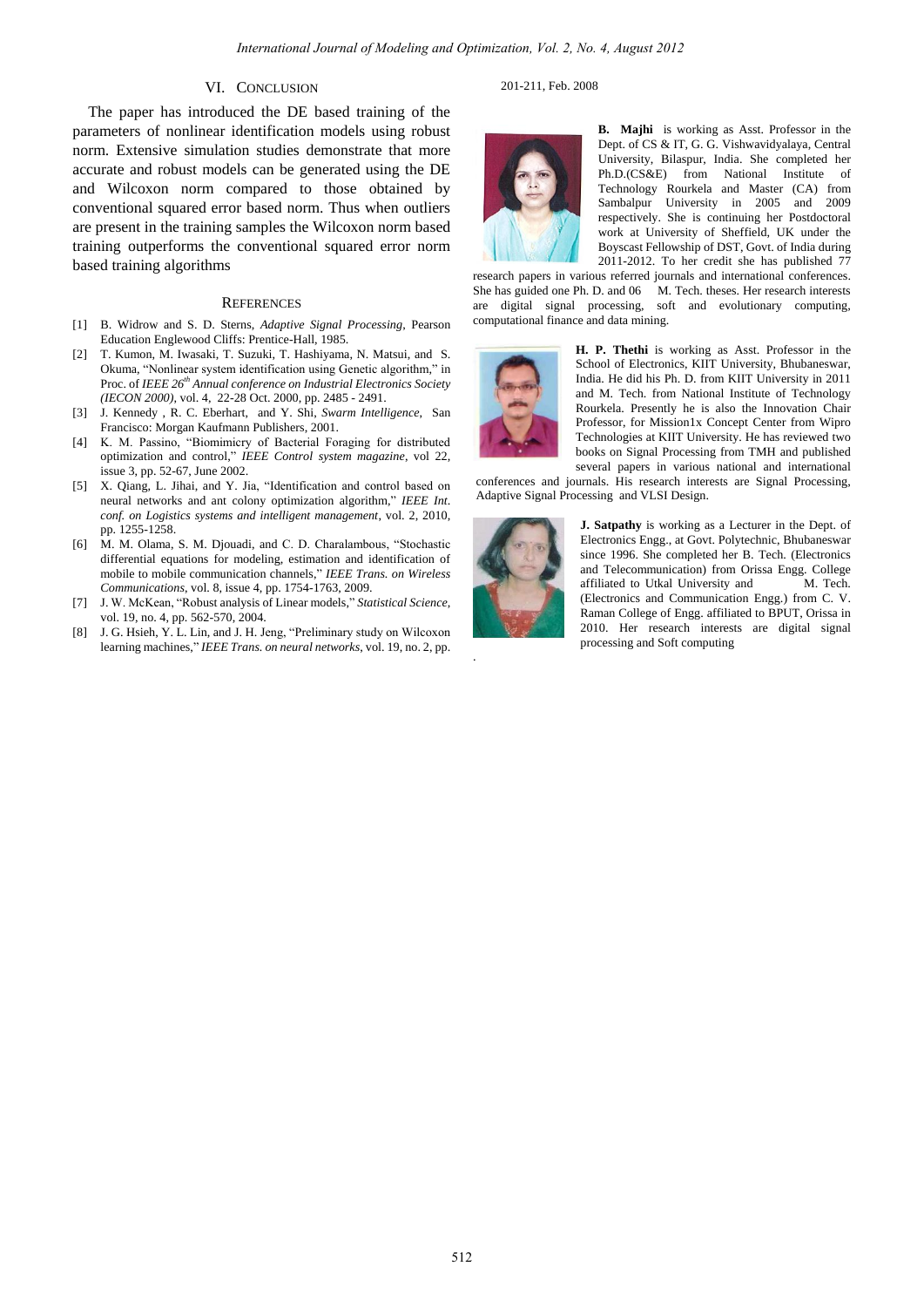## VI. Conclusion

The paper has introduced the DE based training of the parameters of nonlinear identification models using robust norm. Extensive simulation studies demonstrate that more accurate and robust models can be generated using the DE and Wilcoxon norm compared to those obtained by conventional squared error based norm. Thus when outliers are present in the training samples the Wilcoxon norm based training outperforms the conventional squared error norm based training algorithms

## References

[1] B. Widrow and S. D. Sterns, *Adaptive Signal Processing*, Pearson Education Englewood Cliffs: Prentice-Hall, 1985.

[2] T. Kumon, M. Iwasaki, T. Suzuki, T. Hashiyama, N. Matsui, and S. Okuma, "Nonlinear system identification using Genetic algorithm," in Proc. of *IEEE 26th Annual conference on Industrial Electronics Society (IECON 2000)*, vol. 4, 22-28 Oct. 2000, pp. 2485 - 2491.

[3] J. Kennedy , R. C. Eberhart, and Y. Shi, *Swarm Intelligence*, San Francisco: Morgan Kaufmann Publishers, 2001.

[4] K. M. Passino, "Biomimicry of Bacterial Foraging for distributed optimization and control," *IEEE Control system magazine*, vol 22, issue 3, pp. 52-67, June 2002.

[5] X. Qiang, L. Jihai, and Y. Jia, "Identification and control based on neural networks and ant colony optimization algorithm," *IEEE Int. conf. on Logistics systems and intelligent management*, vol. 2, 2010, pp. 1255-1258.

[6] M. M. Olama, S. M. Djouadi, and C. D. Charalambous, "Stochastic differential equations for modeling, estimation and identification of mobile to mobile communication channels," *IEEE Trans. on Wireless Communications*, vol. 8, issue 4, pp. 1754-1763, 2009.

[7] J. W. McKean, "Robust analysis of Linear models," *Statistical Science*, vol. 19, no. 4, pp. 562-570, 2004.

[8] J. G. Hsieh, Y. L. Lin, and J. H. Jeng, "Preliminary study on Wilcoxon learning machines," *IEEE Trans. on neural networks*, vol. 19, no. 2, pp. 201-211, Feb. 2008

**B. Majhi** is working as Asst. Professor in the Dept. of CS & IT, G. G. Vishwavidyalaya, Central University, Bilaspur, India. She completed her Ph.D.(CS&E) from National Institute of Technology Rourkela and Master (CA) from Sambalpur University in 2005 and 2009 respectively. She is continuing her Postdoctoral work at University of Sheffield, UK under the Boyscast Fellowship of DST, Govt. of India during 2011-2012. To her credit she has published 77 research papers in various referred journals and international conferences. She has guided one Ph. D. and 06 M. Tech. theses. Her research interests are digital signal processing, soft and evolutionary computing, computational finance and data mining.

**H. P. Thethi** is working as Asst. Professor in the School of Electronics, KIIT University, Bhubaneswar, India. He did his Ph. D. from KIIT University in 2011 and M. Tech. from National Institute of Technology Rourkela. Presently he is also the Innovation Chair Professor, for Mission1x Concept Center from Wipro Technologies at KIIT University. He has reviewed two books on Signal Processing from TMH and published several papers in various national and international conferences and journals. His research interests are Signal Processing, Adaptive Signal Processing and VLSI Design.

**J. Satpathy** is working as a Lecturer in the Dept. of Electronics Engg., at Govt. Polytechnic, Bhubaneswar since 1996. She completed her B. Tech. (Electronics and Telecommunication) from Orissa Engg. College affiliated to Utkal University and M. Tech. (Electronics and Communication Engg.) from C. V. Raman College of Engg. affiliated to BPUT, Orissa in 2010. Her research interests are digital signal processing and Soft computing